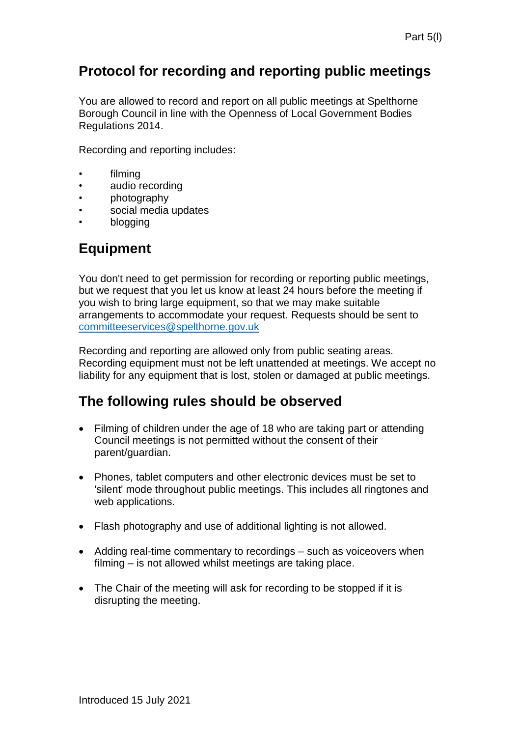## Protocol for recording and reporting public meetings

You are allowed to record and report on all public meetings at Spelthorne Borough Council in line with the Openness of Local Government Bodies Regulations 2014.

Recording and reporting includes:

- filming
- audio recording
- photography
- social media updates
- blogging

## Equipment

You don't need to get permission for recording or reporting public meetings, but we request that you let us know at least 24 hours before the meeting if you wish to bring large equipment, so that we may make suitable arrangements to accommodate your request. Requests should be sent to committeeservices@spelthorne.gov.uk

Recording and reporting are allowed only from public seating areas. Recording equipment must not be left unattended at meetings. We accept no liability for any equipment that is lost, stolen or damaged at public meetings.

## The following rules should be observed

- Filming of children under the age of 18 who are taking part or attending Council meetings is not permitted without the consent of their parent/guardian.
- Phones, tablet computers and other electronic devices must be set to 'silent' mode throughout public meetings. This includes all ringtones and web applications.
- Flash photography and use of additional lighting is not allowed.
- Adding real-time commentary to recordings – such as voiceovers when filming – is not allowed whilst meetings are taking place.
- The Chair of the meeting will ask for recording to be stopped if it is disrupting the meeting.

Introduced 15 July 2021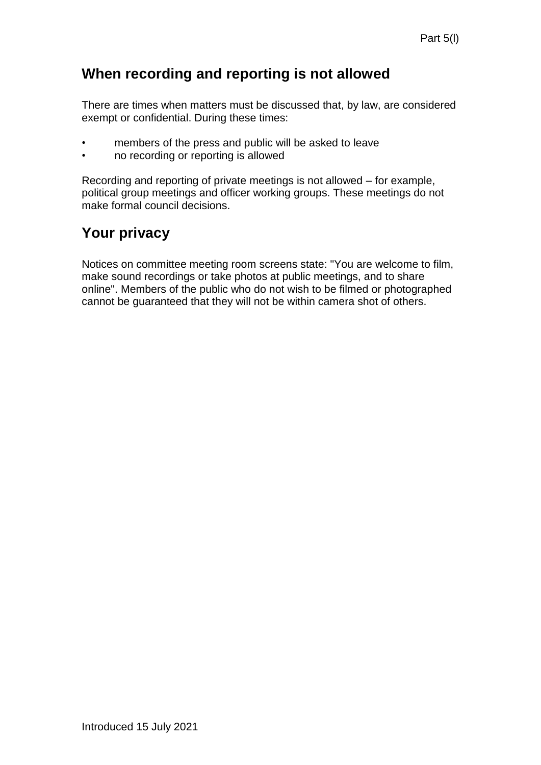## When recording and reporting is not allowed

There are times when matters must be discussed that, by law, are considered exempt or confidential. During these times:

- members of the press and public will be asked to leave
- no recording or reporting is allowed

Recording and reporting of private meetings is not allowed – for example, political group meetings and officer working groups. These meetings do not make formal council decisions.

## Your privacy

Notices on committee meeting room screens state: "You are welcome to film, make sound recordings or take photos at public meetings, and to share online". Members of the public who do not wish to be filmed or photographed cannot be guaranteed that they will not be within camera shot of others.

Introduced 15 July 2021